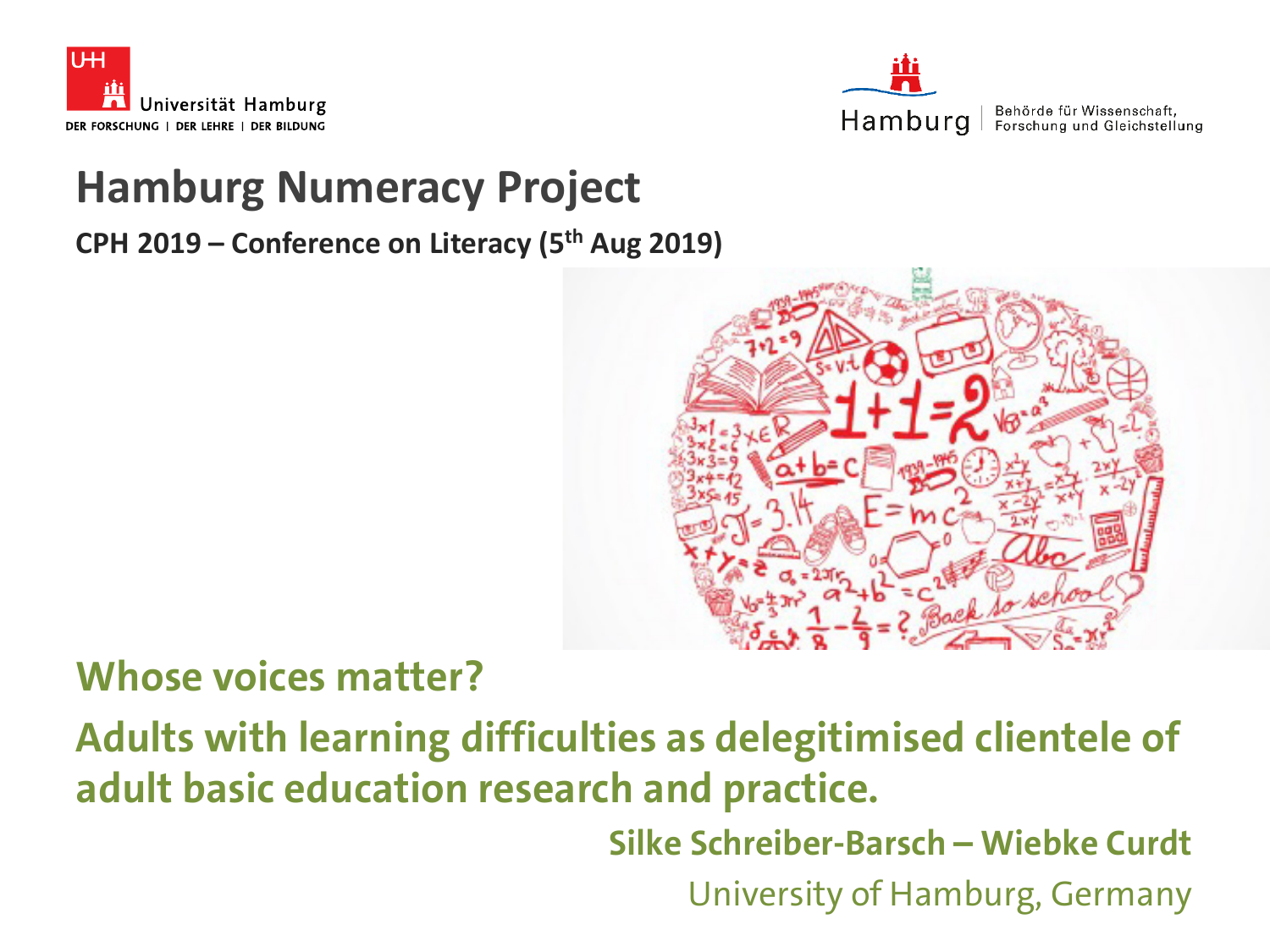Universität Hamburg

DER FORSCHUNG | DER LEHRE | DER BILDUNG

Hamburg | Behörde für Wissenschaft, Forschung und Gleichstellung

# Hamburg Numeracy Project

**CPH 2019 – Conference on Literacy (5th Aug 2019)**

## Whose voices matter?

## Adults with learning difficulties as delegitimised clientele of adult basic education research and practice.

**Silke Schreiber-Barsch – Wiebke Curdt**

University of Hamburg, Germany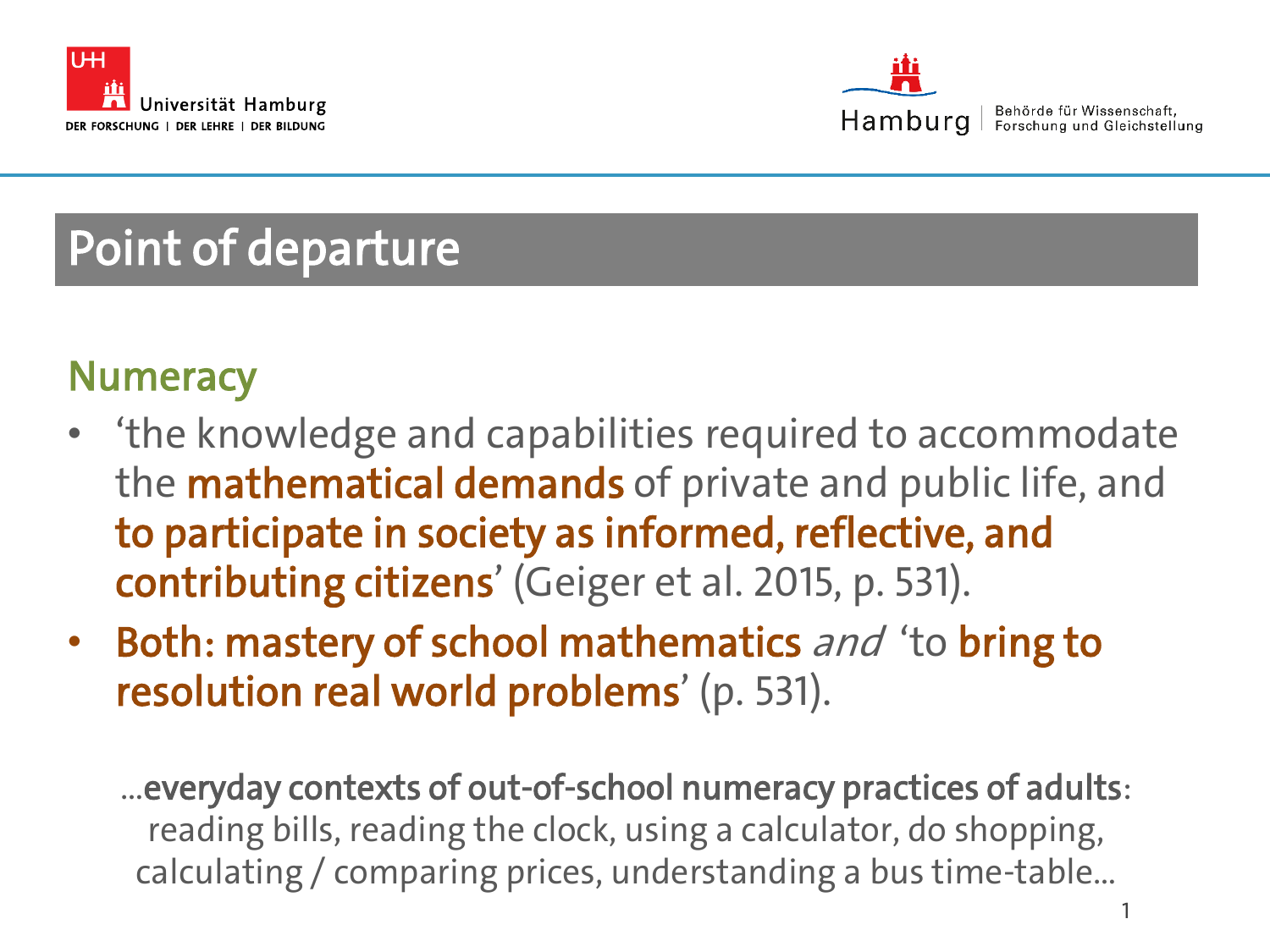# Point of departure

## Numeracy

- 'the knowledge and capabilities required to accommodate the **mathematical demands** of private and public life, and **to participate in society as informed, reflective, and contributing citizens**' (Geiger et al. 2015, p. 531).
- **Both: mastery of school mathematics** *and* 'to **bring to resolution real world problems**' (p. 531).

...**everyday contexts of out-of-school numeracy practices of adults**: reading bills, reading the clock, using a calculator, do shopping, calculating / comparing prices, understanding a bus time-table...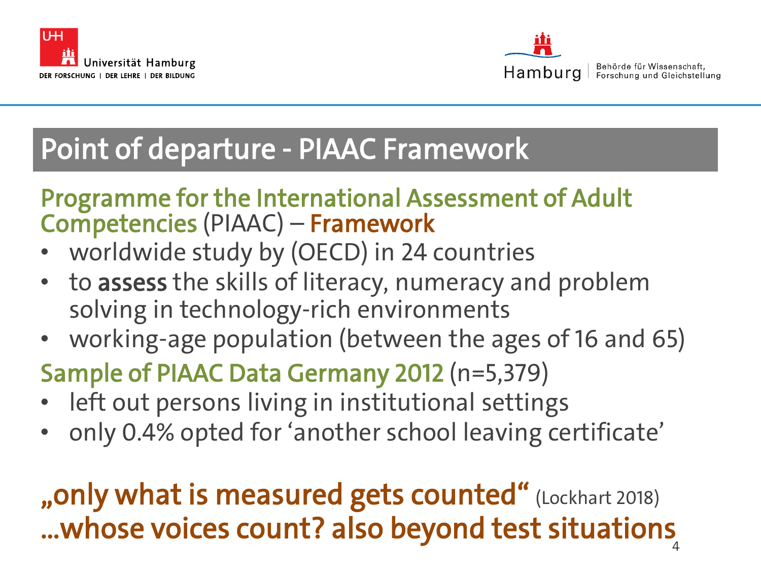# Point of departure - PIAAC Framework

**Programme for the International Assessment of Adult Competencies** (PIAAC) – **Framework**

- worldwide study by (OECD) in 24 countries
- to **assess** the skills of literacy, numeracy and problem solving in technology-rich environments
- working-age population (between the ages of 16 and 65)

**Sample of PIAAC Data Germany 2012** (n=5,379)

- left out persons living in institutional settings
- only 0.4% opted for 'another school leaving certificate'

**„only what is measured gets counted"** (Lockhart 2018)
**…whose voices count? also beyond test situations**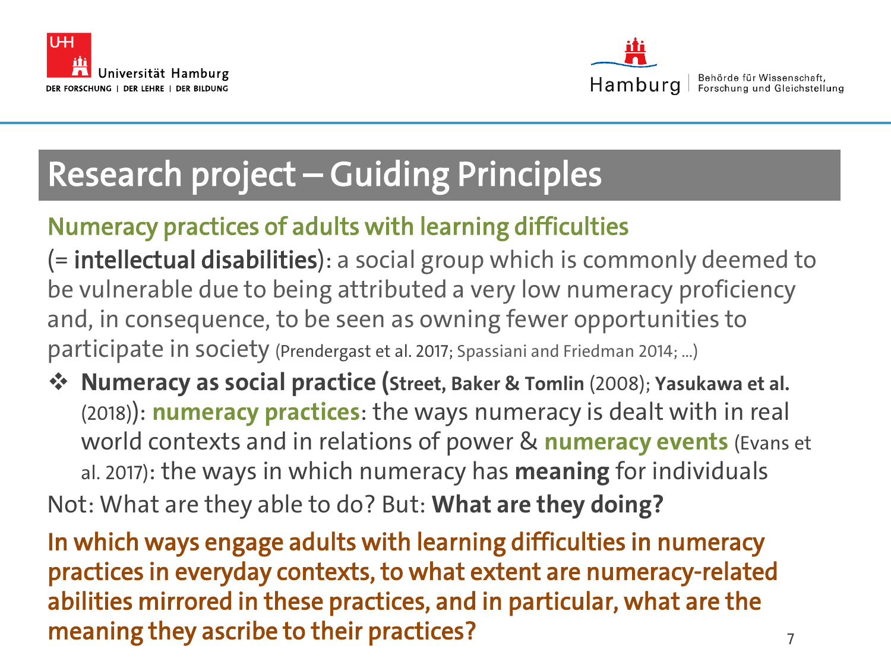# Research project – Guiding Principles

## Numeracy practices of adults with learning difficulties

(= **intellectual disabilities**): a social group which is commonly deemed to be vulnerable due to being attributed a very low numeracy proficiency and, in consequence, to be seen as owning fewer opportunities to participate in society (Prendergast et al. 2017; Spassiani and Friedman 2014; …)

- **Numeracy as social practice (Street, Baker & Tomlin** (2008); **Yasukawa et al.** (2018)): **numeracy practices**: the ways numeracy is dealt with in real world contexts and in relations of power & **numeracy events** (Evans et al. 2017): the ways in which numeracy has **meaning** for individuals

Not: What are they able to do? But: **What are they doing?**

**In which ways engage adults with learning difficulties in numeracy practices in everyday contexts, to what extent are numeracy-related abilities mirrored in these practices, and in particular, what are the meaning they ascribe to their practices?**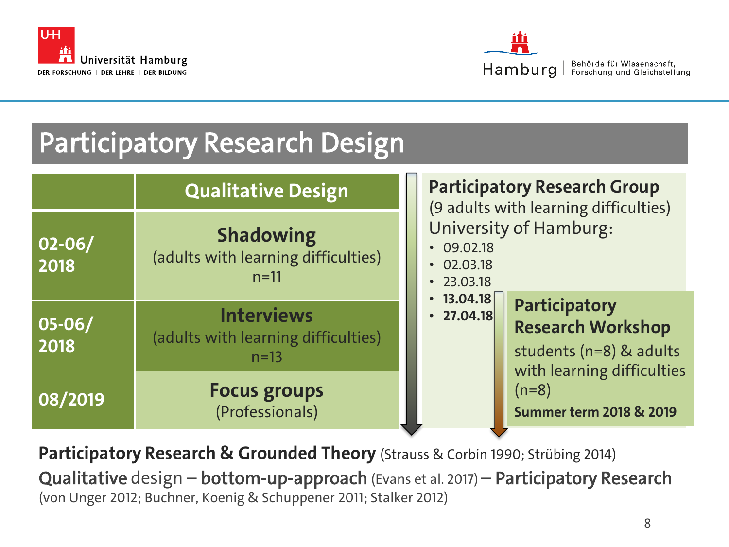# Participatory Research Design

| | Qualitative Design |
|---|---|
| **02-06/ 2018** | **Shadowing** (adults with learning difficulties) n=11 |
| **05-06/ 2018** | **Interviews** (adults with learning difficulties) n=13 |
| **08/2019** | **Focus groups** (Professionals) |

**Participatory Research Group**
(9 adults with learning difficulties)
University of Hamburg:

- 09.02.18
- 02.03.18
- 23.03.18
- **13.04.18**
- **27.04.18**

**Participatory Research Workshop**
students (n=8) & adults with learning difficulties (n=8)
**Summer term 2018 & 2019**

**Participatory Research & Grounded Theory** (Strauss & Corbin 1990; Strübing 2014)

**Qualitative** design – **bottom-up-approach** (Evans et al. 2017) – **Participatory Research** (von Unger 2012; Buchner, Koenig & Schuppener 2011; Stalker 2012)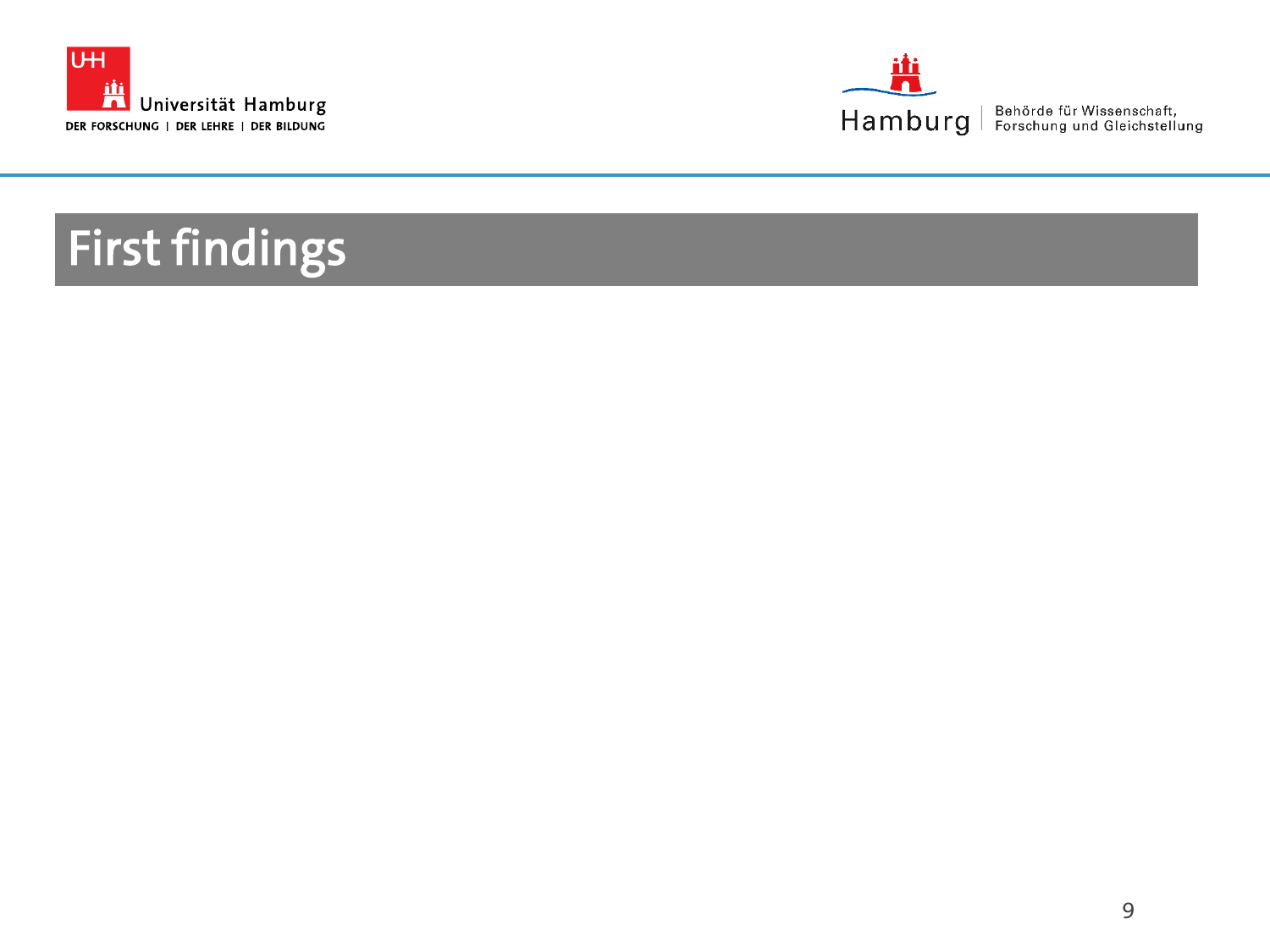# First findings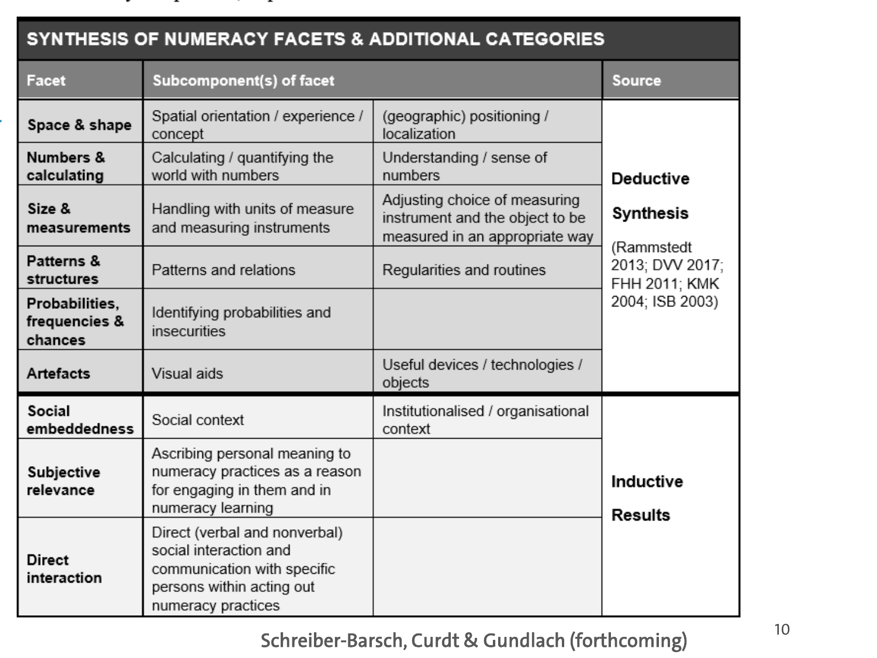| SYNTHESIS OF NUMERACY FACETS & ADDITIONAL CATEGORIES | | | |
|---|---|---|---|
| **Facet** | **Subcomponent(s) of facet** | | **Source** |
| **Space & shape** | Spatial orientation / experience / concept | (geographic) positioning / localization | **Deductive Synthesis** (Rammstedt 2013; DVV 2017; FHH 2011; KMK 2004; ISB 2003) |
| **Numbers & calculating** | Calculating / quantifying the world with numbers | Understanding / sense of numbers | |
| **Size & measurements** | Handling with units of measure and measuring instruments | Adjusting choice of measuring instrument and the object to be measured in an appropriate way | |
| **Patterns & structures** | Patterns and relations | Regularities and routines | |
| **Probabilities, frequencies & chances** | Identifying probabilities and insecurities | | |
| **Artefacts** | Visual aids | Useful devices / technologies / objects | |
| **Social embeddedness** | Social context | Institutionalised / organisational context | **Inductive Results** |
| **Subjective relevance** | Ascribing personal meaning to numeracy practices as a reason for engaging in them and in numeracy learning | | |
| **Direct interaction** | Direct (verbal and nonverbal) social interaction and communication with specific persons within acting out numeracy practices | | |

Schreiber-Barsch, Curdt & Gundlach (forthcoming)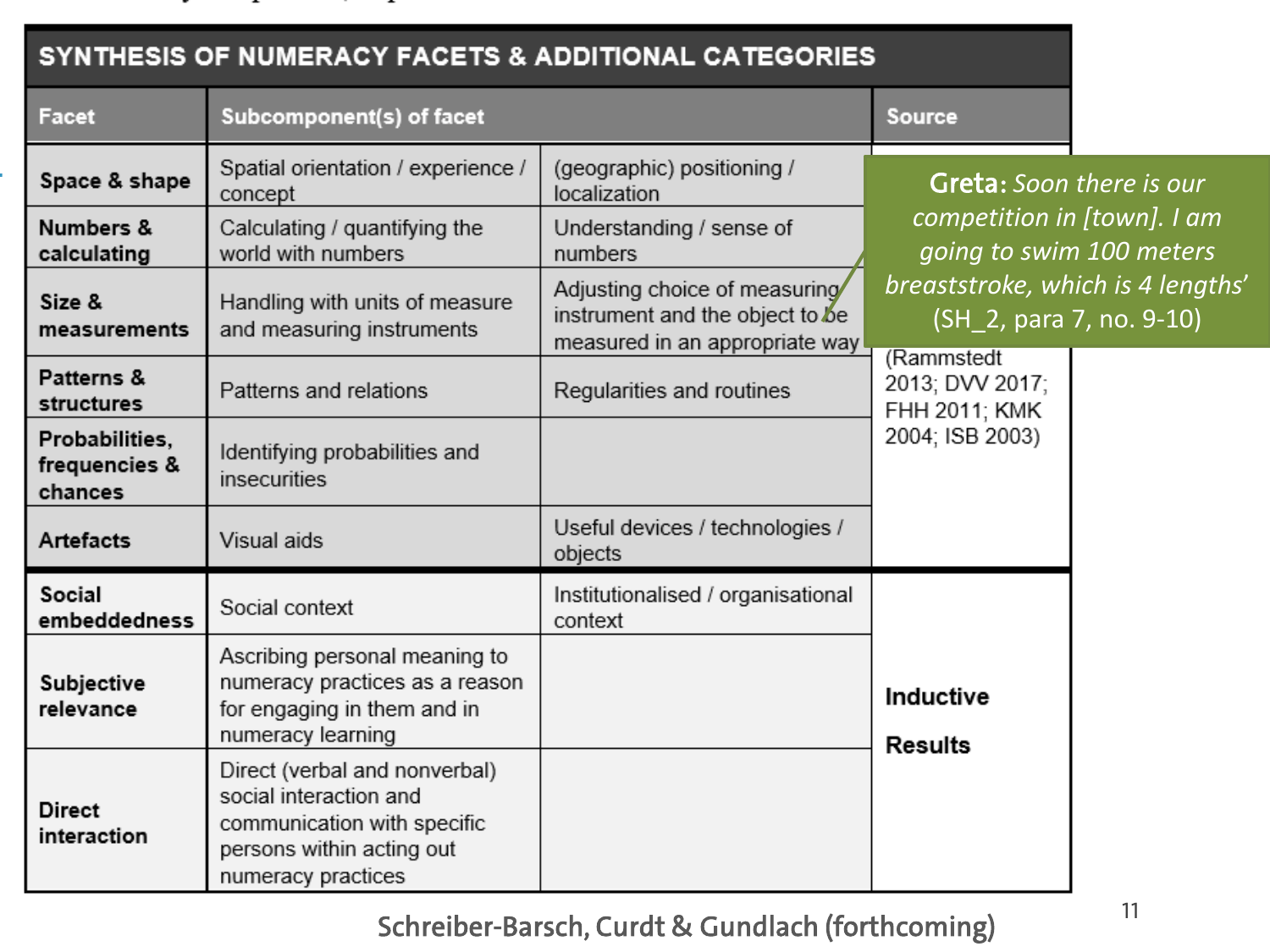| SYNTHESIS OF NUMERACY FACETS & ADDITIONAL CATEGORIES | | | |
|---|---|---|---|
| **Facet** | **Subcomponent(s) of facet** | | **Source** |
| **Space & shape** | Spatial orientation / experience / concept | (geographic) positioning / localization | (Rammstedt 2013; DVV 2017; FHH 2011; KMK 2004; ISB 2003) |
| **Numbers & calculating** | Calculating / quantifying the world with numbers | Understanding / sense of numbers | |
| **Size & measurements** | Handling with units of measure and measuring instruments | Adjusting choice of measuring instrument and the object to be measured in an appropriate way | |
| **Patterns & structures** | Patterns and relations | Regularities and routines | |
| **Probabilities, frequencies & chances** | Identifying probabilities and insecurities | | |
| **Artefacts** | Visual aids | Useful devices / technologies / objects | |
| **Social embeddedness** | Social context | Institutionalised / organisational context | **Inductive Results** |
| **Subjective relevance** | Ascribing personal meaning to numeracy practices as a reason for engaging in them and in numeracy learning | | |
| **Direct interaction** | Direct (verbal and nonverbal) social interaction and communication with specific persons within acting out numeracy practices | | |

**Greta:** *Soon there is our competition in [town]. I am going to swim 100 meters breaststroke, which is 4 lengths'* (SH_2, para 7, no. 9-10)

Schreiber-Barsch, Curdt & Gundlach (forthcoming)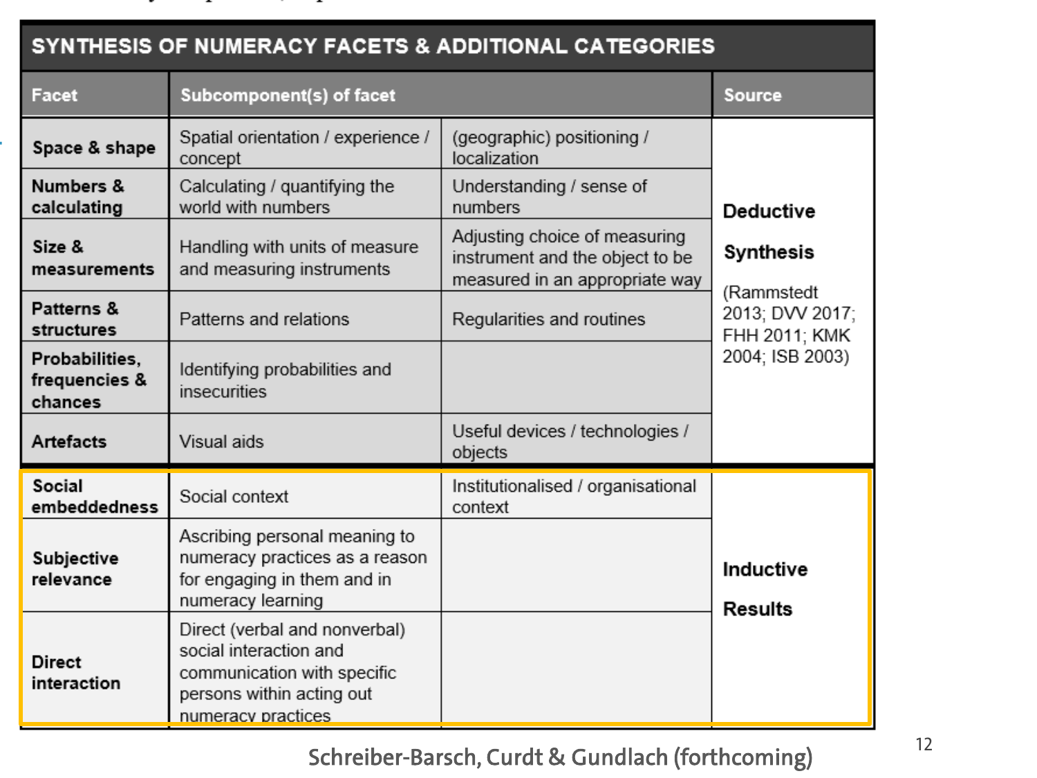| SYNTHESIS OF NUMERACY FACETS & ADDITIONAL CATEGORIES | | | |
|---|---|---|---|
| **Facet** | **Subcomponent(s) of facet** | | **Source** |
| **Space & shape** | Spatial orientation / experience / concept | (geographic) positioning / localization | **Deductive Synthesis** (Rammstedt 2013; DVV 2017; FHH 2011; KMK 2004; ISB 2003) |
| **Numbers & calculating** | Calculating / quantifying the world with numbers | Understanding / sense of numbers | |
| **Size & measurements** | Handling with units of measure and measuring instruments | Adjusting choice of measuring instrument and the object to be measured in an appropriate way | |
| **Patterns & structures** | Patterns and relations | Regularities and routines | |
| **Probabilities, frequencies & chances** | Identifying probabilities and insecurities | | |
| **Artefacts** | Visual aids | Useful devices / technologies / objects | |
| **Social embeddedness** | Social context | Institutionalised / organisational context | **Inductive Results** |
| **Subjective relevance** | Ascribing personal meaning to numeracy practices as a reason for engaging in them and in numeracy learning | | |
| **Direct interaction** | Direct (verbal and nonverbal) social interaction and communication with specific persons within acting out numeracy practices | | |

Schreiber-Barsch, Curdt & Gundlach (forthcoming)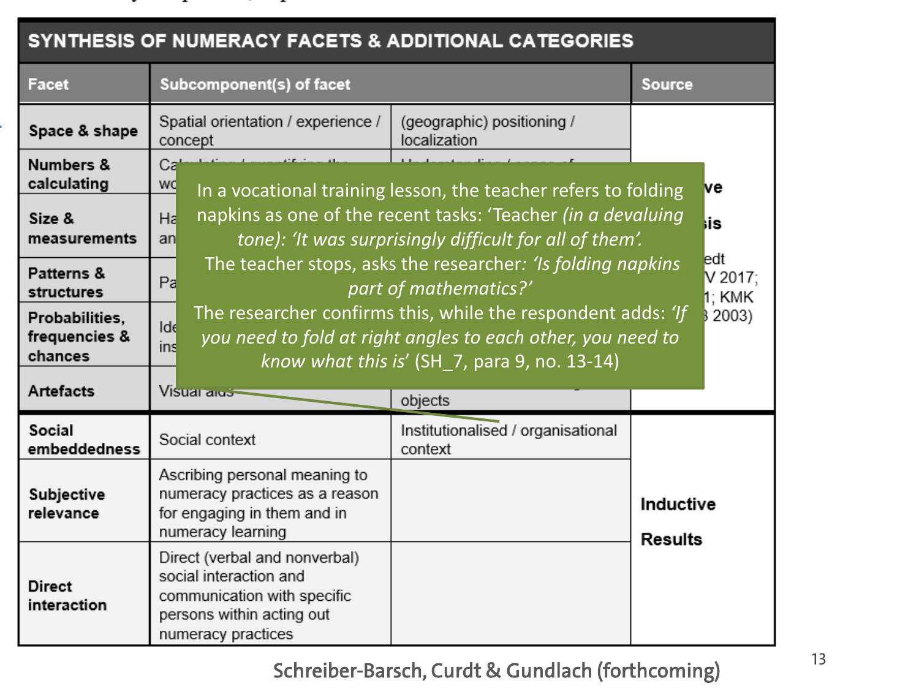## SYNTHESIS OF NUMERACY FACETS & ADDITIONAL CATEGORIES

| Facet | Subcomponent(s) of facet | | Source |
|---|---|---|---|
| Space & shape | Spatial orientation / experience / concept | (geographic) positioning / localization | |
| Numbers & calculating | Ca... wo... | Understanding / sense of ... | ...ve |
| Size & measurements | Ha... an... | | ...sis |
| Patterns & structures | Pa... | | ...edt ...V 2017; ...1; KMK ...3 2003) |
| Probabilities, frequencies & chances | Ide... ins... | | |
| Artefacts | Visual aids | ... objects | |
| Social embeddedness | Social context | Institutionalised / organisational context | Inductive Results |
| Subjective relevance | Ascribing personal meaning to numeracy practices as a reason for engaging in them and in numeracy learning | | |
| Direct interaction | Direct (verbal and nonverbal) social interaction and communication with specific persons within acting out numeracy practices | | |

In a vocational training lesson, the teacher refers to folding napkins as one of the recent tasks: 'Teacher *(in a devaluing tone): 'It was surprisingly difficult for all of them'.*
The teacher stops, asks the researcher: *'Is folding napkins part of mathematics?'*
The researcher confirms this, while the respondent adds: *'If you need to fold at right angles to each other, you need to know what this is'* (SH_7, para 9, no. 13-14)

Schreiber-Barsch, Curdt & Gundlach (forthcoming)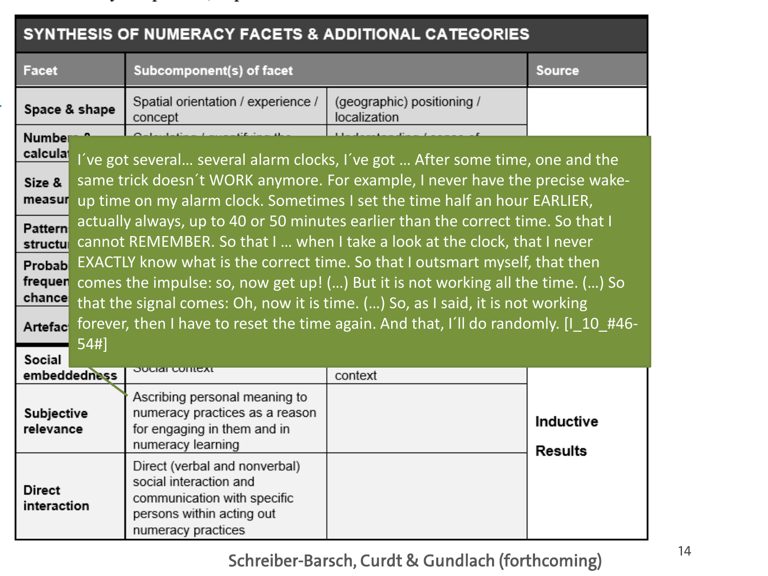| SYNTHESIS OF NUMERACY FACETS & ADDITIONAL CATEGORIES | | | |
|---|---|---|---|
| **Facet** | **Subcomponent(s) of facet** | | **Source** |
| **Space & shape** | Spatial orientation / experience / concept | (geographic) positioning / localization | |
| **Numbers & calculat…** | | | |
| **Size & measur…** | | | |
| **Pattern… structu…** | | | |
| **Probab… frequen… chance** | | | |
| **Artefac…** | | | |
| **Social embeddedness** | Social context | context | |
| **Subjective relevance** | Ascribing personal meaning to numeracy practices as a reason for engaging in them and in numeracy learning | | **Inductive Results** |
| **Direct interaction** | Direct (verbal and nonverbal) social interaction and communication with specific persons within acting out numeracy practices | | |

I´ve got several… several alarm clocks, I´ve got … After some time, one and the same trick doesn´t WORK anymore. For example, I never have the precise wake-up time on my alarm clock. Sometimes I set the time half an hour EARLIER, actually always, up to 40 or 50 minutes earlier than the correct time. So that I cannot REMEMBER. So that I … when I take a look at the clock, that I never EXACTLY know what is the correct time. So that I outsmart myself, that then comes the impulse: so, now get up! (…) But it is not working all the time. (…) So that the signal comes: Oh, now it is time. (…) So, as I said, it is not working forever, then I have to reset the time again. And that, I´ll do randomly. [I_10_#46-54#]

Schreiber-Barsch, Curdt & Gundlach (forthcoming)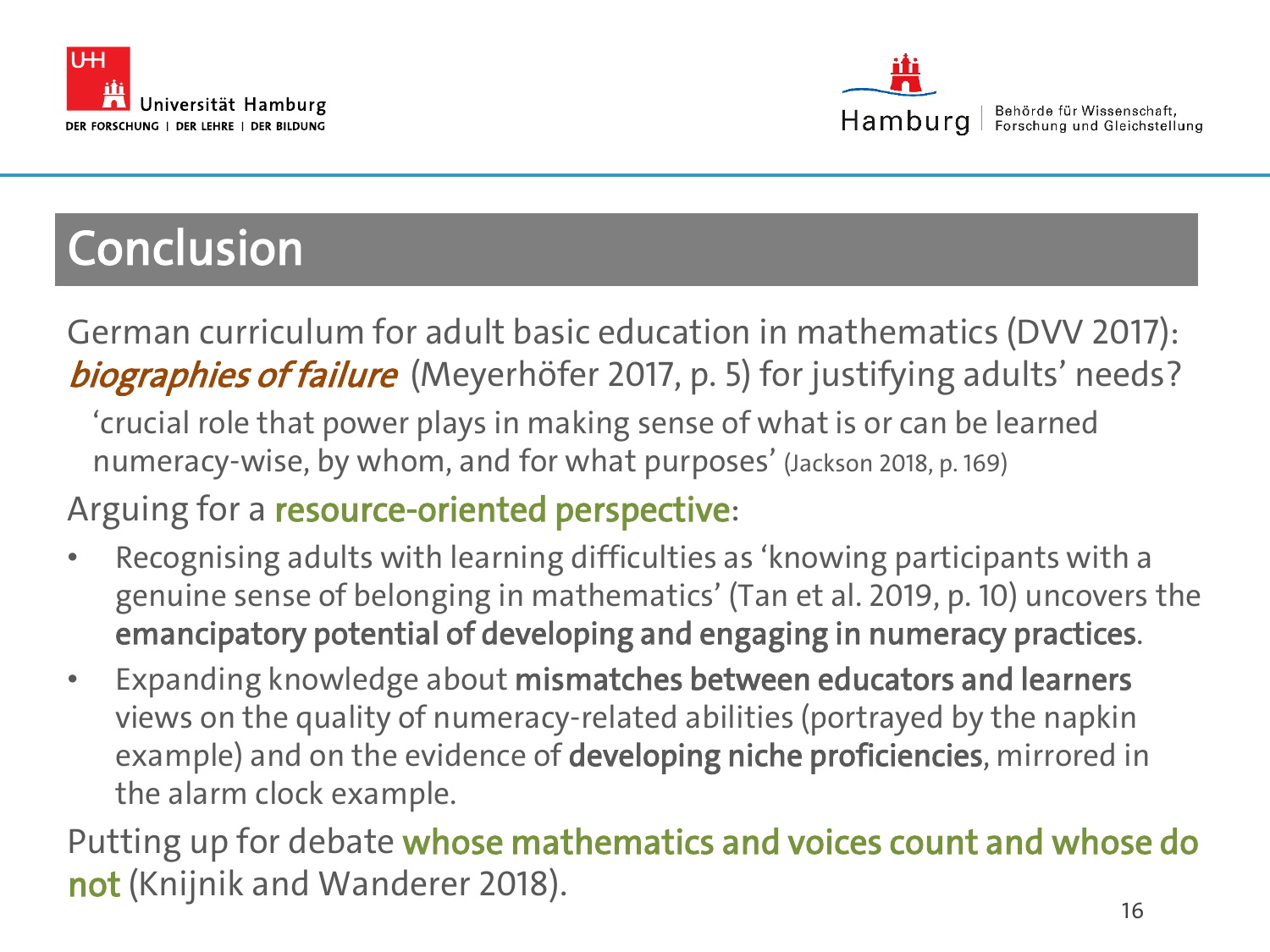# Conclusion

German curriculum for adult basic education in mathematics (DVV 2017): ***biographies of failure*** (Meyerhöfer 2017, p. 5) for justifying adults' needs?

'crucial role that power plays in making sense of what is or can be learned numeracy-wise, by whom, and for what purposes' (Jackson 2018, p. 169)

Arguing for a **resource-oriented perspective**:

- Recognising adults with learning difficulties as 'knowing participants with a genuine sense of belonging in mathematics' (Tan et al. 2019, p. 10) uncovers the **emancipatory potential of developing and engaging in numeracy practices**.
- Expanding knowledge about **mismatches between educators and learners** views on the quality of numeracy-related abilities (portrayed by the napkin example) and on the evidence of **developing niche proficiencies**, mirrored in the alarm clock example.

Putting up for debate **whose mathematics and voices count and whose do not** (Knijnik and Wanderer 2018).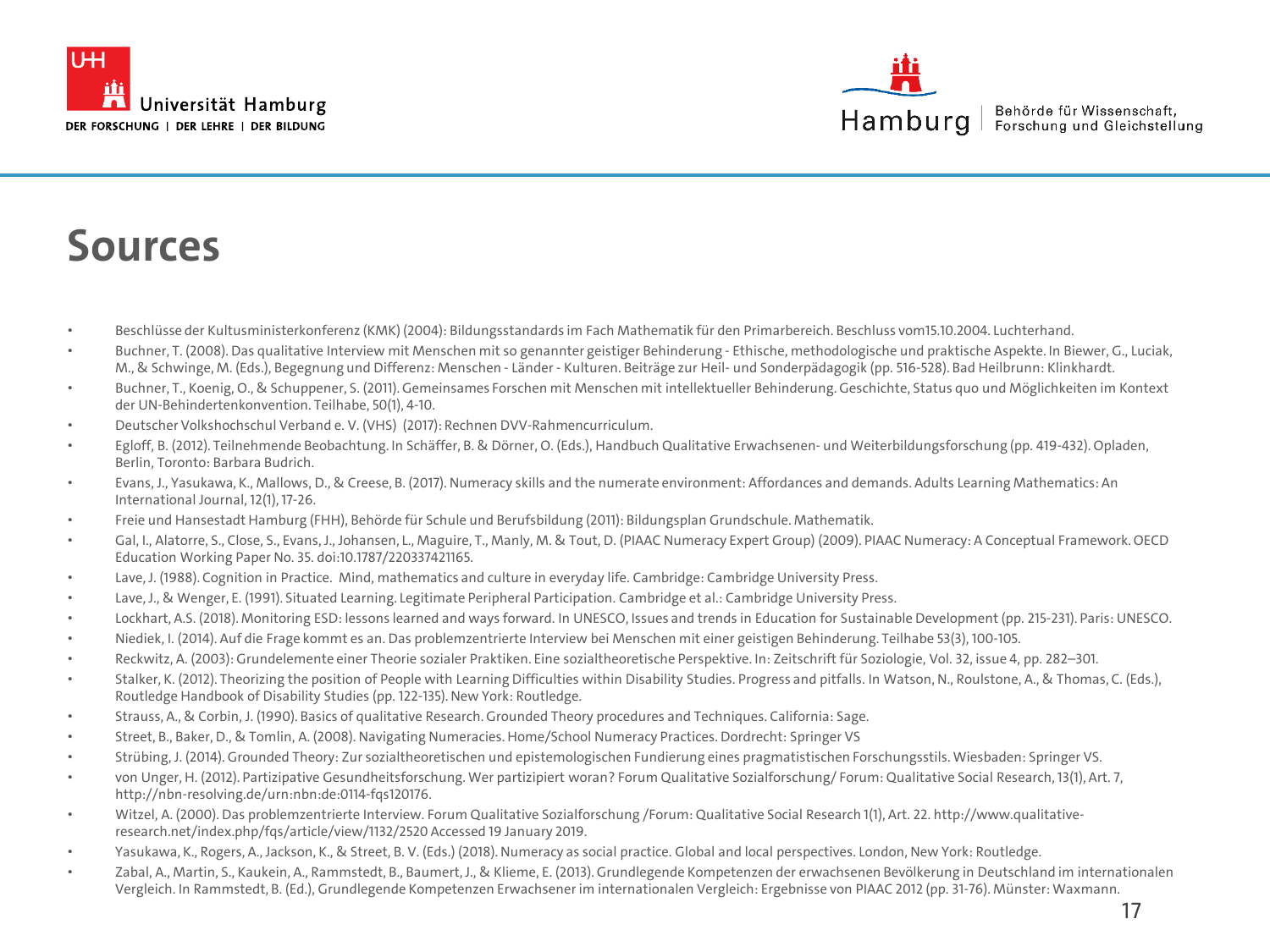# Sources

- Beschlüsse der Kultusministerkonferenz (KMK) (2004): Bildungsstandards im Fach Mathematik für den Primarbereich. Beschluss vom15.10.2004. Luchterhand.
- Buchner, T. (2008). Das qualitative Interview mit Menschen mit so genannter geistiger Behinderung - Ethische, methodologische und praktische Aspekte. In Biewer, G., Luciak, M., & Schwinge, M. (Eds.), Begegnung und Differenz: Menschen - Länder - Kulturen. Beiträge zur Heil- und Sonderpädagogik (pp. 516-528). Bad Heilbrunn: Klinkhardt.
- Buchner, T., Koenig, O., & Schuppener, S. (2011). Gemeinsames Forschen mit Menschen mit intellektueller Behinderung. Geschichte, Status quo und Möglichkeiten im Kontext der UN-Behindertenkonvention. Teilhabe, 50(1), 4-10.
- Deutscher Volkshochschul Verband e. V. (VHS) (2017): Rechnen DVV-Rahmencurriculum.
- Egloff, B. (2012). Teilnehmende Beobachtung. In Schäffer, B. & Dörner, O. (Eds.), Handbuch Qualitative Erwachsenen- und Weiterbildungsforschung (pp. 419-432). Opladen, Berlin, Toronto: Barbara Budrich.
- Evans, J., Yasukawa, K., Mallows, D., & Creese, B. (2017). Numeracy skills and the numerate environment: Affordances and demands. Adults Learning Mathematics: An International Journal, 12(1), 17-26.
- Freie und Hansestadt Hamburg (FHH), Behörde für Schule und Berufsbildung (2011): Bildungsplan Grundschule. Mathematik.
- Gal, I., Alatorre, S., Close, S., Evans, J., Johansen, L., Maguire, T., Manly, M. & Tout, D. (PIAAC Numeracy Expert Group) (2009). PIAAC Numeracy: A Conceptual Framework. OECD Education Working Paper No. 35. doi:10.1787/220337421165.
- Lave, J. (1988). Cognition in Practice. Mind, mathematics and culture in everyday life. Cambridge: Cambridge University Press.
- Lave, J., & Wenger, E. (1991). Situated Learning. Legitimate Peripheral Participation. Cambridge et al.: Cambridge University Press.
- Lockhart, A.S. (2018). Monitoring ESD: lessons learned and ways forward. In UNESCO, Issues and trends in Education for Sustainable Development (pp. 215-231). Paris: UNESCO.
- Niediek, I. (2014). Auf die Frage kommt es an. Das problemzentrierte Interview bei Menschen mit einer geistigen Behinderung. Teilhabe 53(3), 100-105.
- Reckwitz, A. (2003): Grundelemente einer Theorie sozialer Praktiken. Eine sozialtheoretische Perspektive. In: Zeitschrift für Soziologie, Vol. 32, issue 4, pp. 282–301.
- Stalker, K. (2012). Theorizing the position of People with Learning Difficulties within Disability Studies. Progress and pitfalls. In Watson, N., Roulstone, A., & Thomas, C. (Eds.), Routledge Handbook of Disability Studies (pp. 122-135). New York: Routledge.
- Strauss, A., & Corbin, J. (1990). Basics of qualitative Research. Grounded Theory procedures and Techniques. California: Sage.
- Street, B., Baker, D., & Tomlin, A. (2008). Navigating Numeracies. Home/School Numeracy Practices. Dordrecht: Springer VS
- Strübing, J. (2014). Grounded Theory: Zur sozialtheoretischen und epistemologischen Fundierung eines pragmatistischen Forschungsstils. Wiesbaden: Springer VS.
- von Unger, H. (2012). Partizipative Gesundheitsforschung. Wer partizipiert woran? Forum Qualitative Sozialforschung/ Forum: Qualitative Social Research, 13(1), Art. 7, http://nbn-resolving.de/urn:nbn:de:0114-fqs120176.
- Witzel, A. (2000). Das problemzentrierte Interview. Forum Qualitative Sozialforschung /Forum: Qualitative Social Research 1(1), Art. 22. http://www.qualitative-research.net/index.php/fqs/article/view/1132/2520 Accessed 19 January 2019.
- Yasukawa, K., Rogers, A., Jackson, K., & Street, B. V. (Eds.) (2018). Numeracy as social practice. Global and local perspectives. London, New York: Routledge.
- Zabal, A., Martin, S., Kaukein, A., Rammstedt, B., Baumert, J., & Klieme, E. (2013). Grundlegende Kompetenzen der erwachsenen Bevölkerung in Deutschland im internationalen Vergleich. In Rammstedt, B. (Ed.), Grundlegende Kompetenzen Erwachsener im internationalen Vergleich: Ergebnisse von PIAAC 2012 (pp. 31-76). Münster: Waxmann.